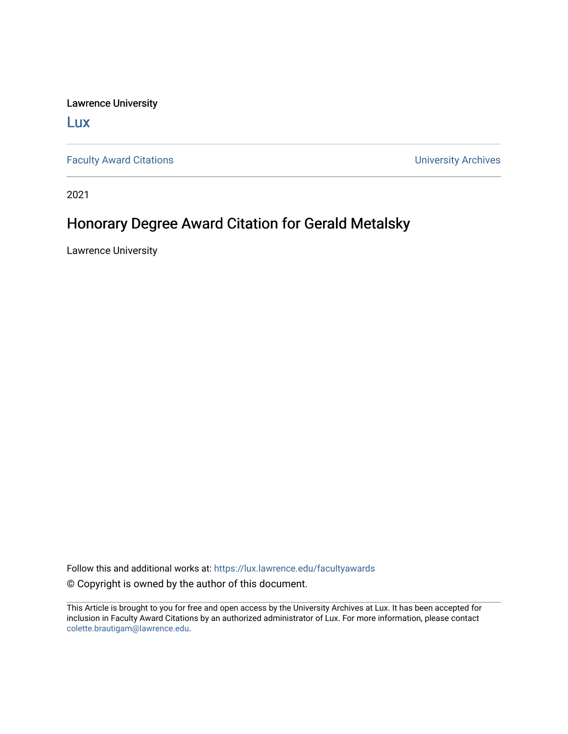Lawrence University

Lux

Faculty Award Citations

University Archives

2021

# Honorary Degree Award Citation for Gerald Metalsky

Lawrence University

Follow this and additional works at: https://lux.lawrence.edu/facultyawards

© Copyright is owned by the author of this document.

This Article is brought to you for free and open access by the University Archives at Lux. It has been accepted for inclusion in Faculty Award Citations by an authorized administrator of Lux. For more information, please contact colette.brautigam@lawrence.edu.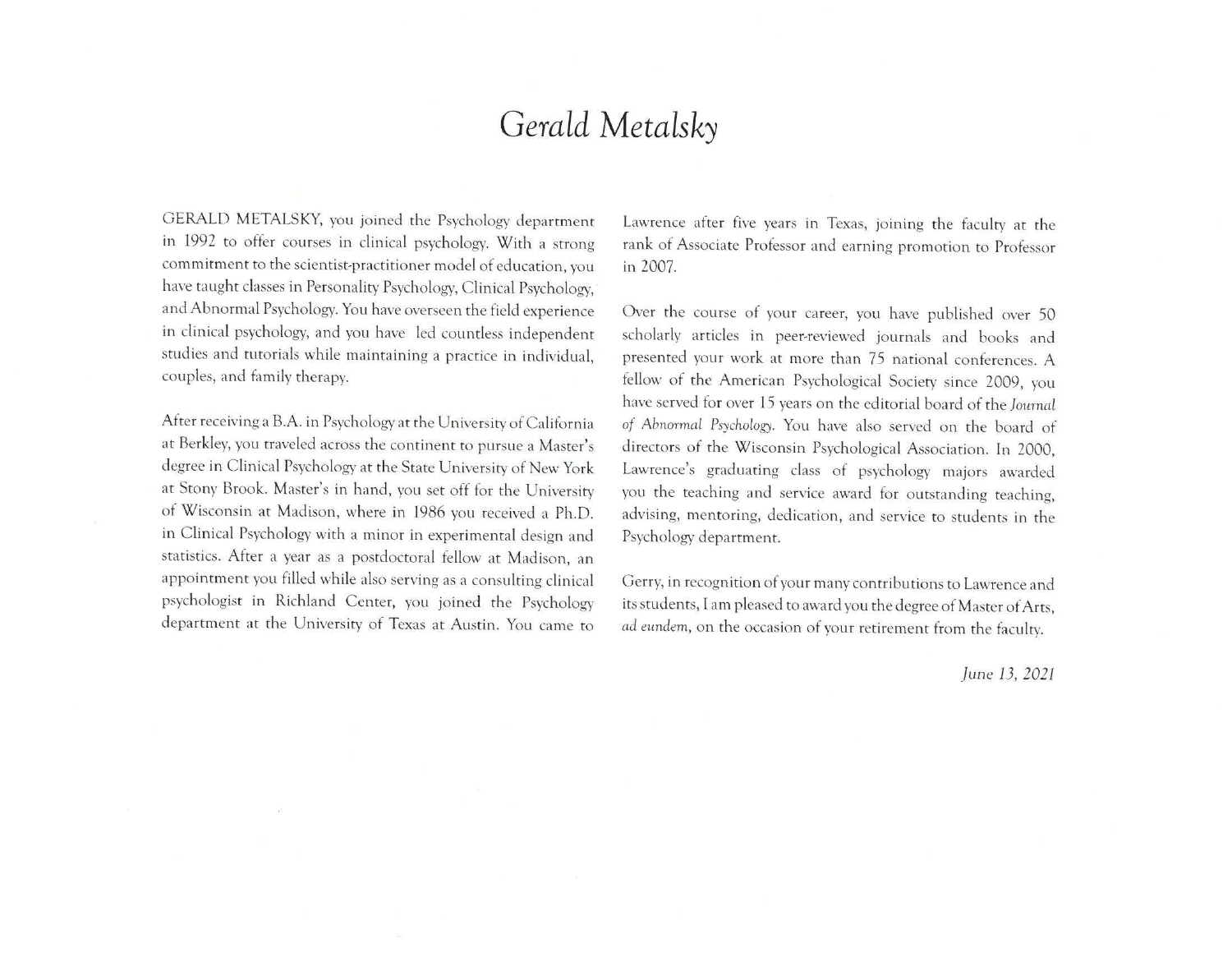# *Gerald Metalsky*

GERALD METALSKY, you joined the Psychology department in 1992 to offer courses in clinical psychology. With a strong commitment to the scientist-practitioner model of education, you have taught classes in Personality Psychology, Clinical Psychology, and Abnormal Psychology. You have overseen the field experience in clinical psychology, and you have led countless independent studies and tutorials while maintaining a practice in individual, couples, and family therapy.

After receiving a B.A. in Psychology at the University of California at Berkley, you traveled across the continent to pursue a Master's degree in Clinical Psychology at the State University of New York at Stony Brook. Master's in hand, you set off for the University of Wisconsin at Madison, where in 1986 you received a Ph.D. in Clinical Psychology with a minor in experimental design and statistics. After a year as a postdoctoral fellow at Madison, an appointment you filled while also serving as a consulting clinical psychologist in Richland Center, you joined the Psychology department at the University of Texas at Austin. You came to Lawrence after five years in Texas, joining the faculty at the rank of Associate Professor and earning promotion to Professor in 2007.

Over the course of your career, you have published over 50 scholarly articles in peer-reviewed journals and books and presented your work at more than 75 national conferences. A fellow of the American Psychological Society since 2009, you have served for over 15 years on the editorial board of the *Journal of Abnormal Psychology*. You have also served on the board of directors of the Wisconsin Psychological Association. In 2000, Lawrence's graduating class of psychology majors awarded you the teaching and service award for outstanding teaching, advising, mentoring, dedication, and service to students in the Psychology department.

Gerry, in recognition of your many contributions to Lawrence and its students, I am pleased to award you the degree of Master of Arts, *ad eundem*, on the occasion of your retirement from the faculty.

*June 13, 2021*